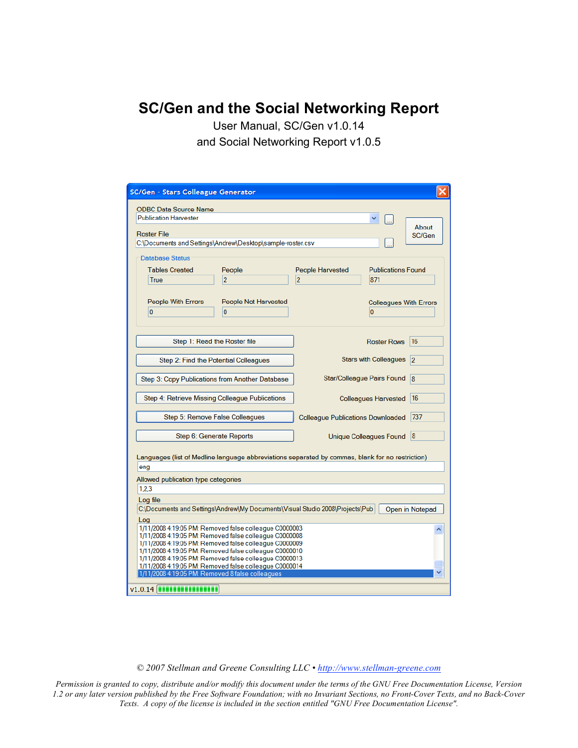# SC/Gen and the Social Networking Report

User Manual, SC/Gen v1.0.14

and Social Networking Report v1.0.5

*© 2007 Stellman and Greene Consulting LLC • [http://www.stellman-greene.com](http://www.stellman-greene.com)*

*Permission is granted to copy, distribute and/or modify this document under the terms of the GNU Free Documentation License, Version 1.2 or any later version published by the Free Software Foundation; with no Invariant Sections, no Front-Cover Texts, and no Back-Cover Texts. A copy of the license is included in the section entitled "GNU Free Documentation License".*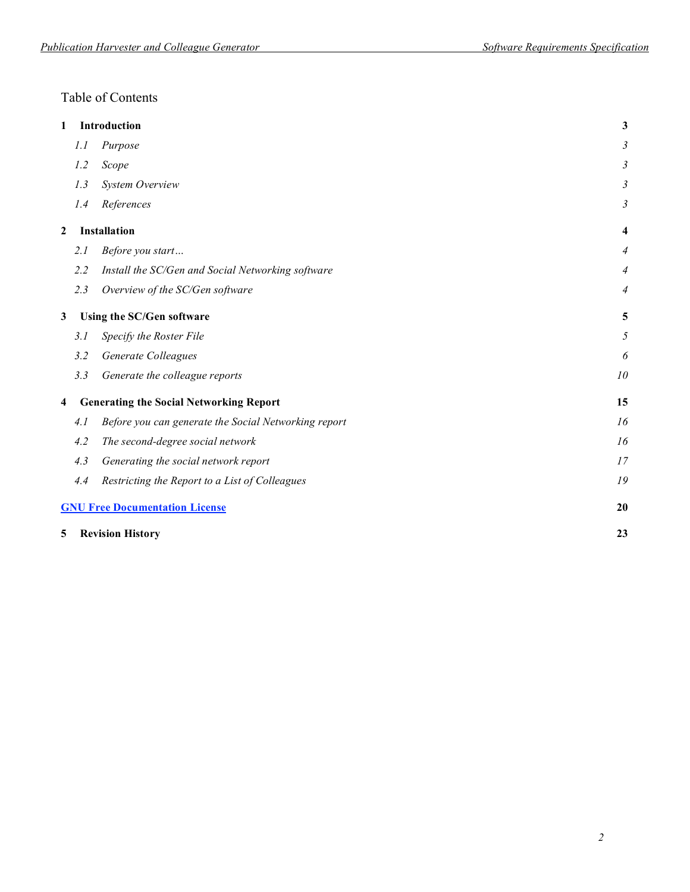# Table of Contents

| | | |
|---|---|---|
| **1** | **Introduction** | **3** |
| *1.1* | *Purpose* | *3* |
| *1.2* | *Scope* | *3* |
| *1.3* | *System Overview* | *3* |
| *1.4* | *References* | *3* |
| **2** | **Installation** | **4** |
| *2.1* | *Before you start…* | *4* |
| *2.2* | *Install the SC/Gen and Social Networking software* | *4* |
| *2.3* | *Overview of the SC/Gen software* | *4* |
| **3** | **Using the SC/Gen software** | **5** |
| *3.1* | *Specify the Roster File* | *5* |
| *3.2* | *Generate Colleagues* | *6* |
| *3.3* | *Generate the colleague reports* | *10* |
| **4** | **Generating the Social Networking Report** | **15** |
| *4.1* | *Before you can generate the Social Networking report* | *16* |
| *4.2* | *The second-degree social network* | *16* |
| *4.3* | *Generating the social network report* | *17* |
| *4.4* | *Restricting the Report to a List of Colleagues* | *19* |
| | **GNU Free Documentation License** | **20** |
| **5** | **Revision History** | **23** |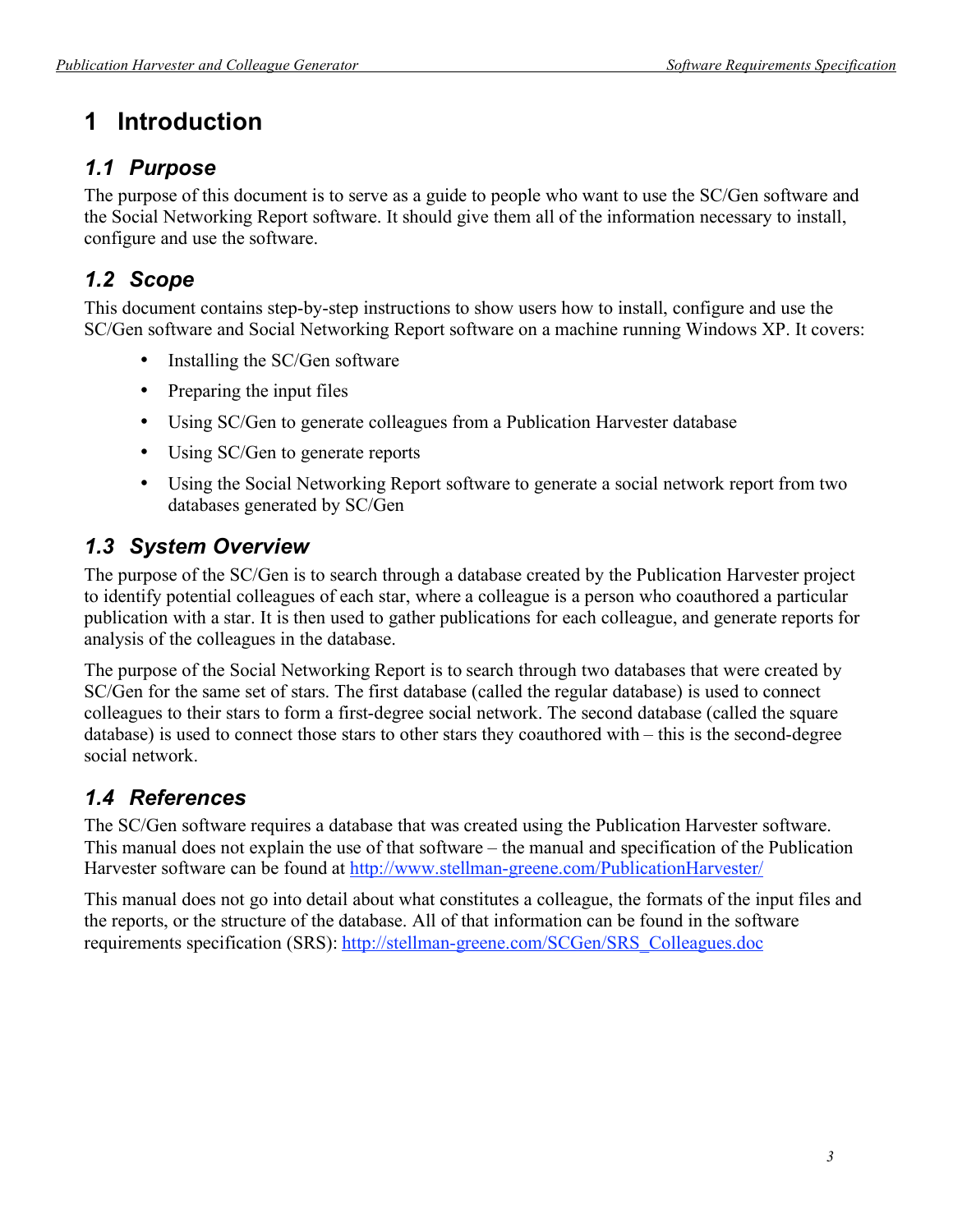# 1 Introduction

## 1.1 Purpose

The purpose of this document is to serve as a guide to people who want to use the SC/Gen software and the Social Networking Report software. It should give them all of the information necessary to install, configure and use the software.

## 1.2 Scope

This document contains step-by-step instructions to show users how to install, configure and use the SC/Gen software and Social Networking Report software on a machine running Windows XP. It covers:

- Installing the SC/Gen software
- Preparing the input files
- Using SC/Gen to generate colleagues from a Publication Harvester database
- Using SC/Gen to generate reports
- Using the Social Networking Report software to generate a social network report from two databases generated by SC/Gen

## 1.3 System Overview

The purpose of the SC/Gen is to search through a database created by the Publication Harvester project to identify potential colleagues of each star, where a colleague is a person who coauthored a particular publication with a star. It is then used to gather publications for each colleague, and generate reports for analysis of the colleagues in the database.

The purpose of the Social Networking Report is to search through two databases that were created by SC/Gen for the same set of stars. The first database (called the regular database) is used to connect colleagues to their stars to form a first-degree social network. The second database (called the square database) is used to connect those stars to other stars they coauthored with – this is the second-degree social network.

## 1.4 References

The SC/Gen software requires a database that was created using the Publication Harvester software. This manual does not explain the use of that software – the manual and specification of the Publication Harvester software can be found at http://www.stellman-greene.com/PublicationHarvester/

This manual does not go into detail about what constitutes a colleague, the formats of the input files and the reports, or the structure of the database. All of that information can be found in the software requirements specification (SRS): http://stellman-greene.com/SCGen/SRS_Colleagues.doc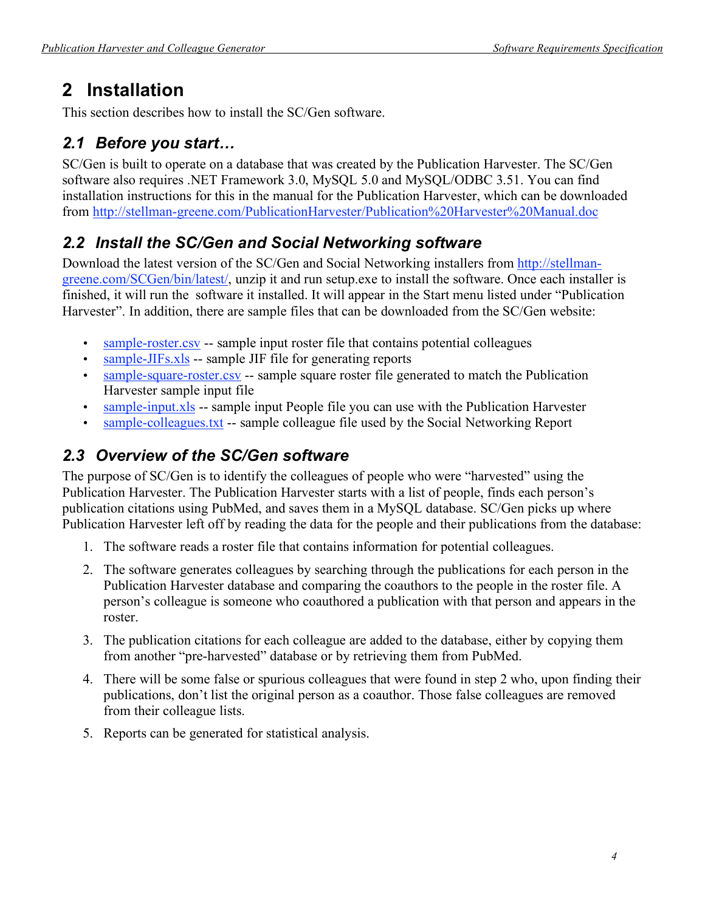# 2 Installation

This section describes how to install the SC/Gen software.

## 2.1 *Before you start…*

SC/Gen is built to operate on a database that was created by the Publication Harvester. The SC/Gen software also requires .NET Framework 3.0, MySQL 5.0 and MySQL/ODBC 3.51. You can find installation instructions for this in the manual for the Publication Harvester, which can be downloaded from http://stellman-greene.com/PublicationHarvester/Publication%20Harvester%20Manual.doc

## 2.2 *Install the SC/Gen and Social Networking software*

Download the latest version of the SC/Gen and Social Networking installers from http://stellman-greene.com/SCGen/bin/latest/, unzip it and run setup.exe to install the software. Once each installer is finished, it will run the software it installed. It will appear in the Start menu listed under "Publication Harvester". In addition, there are sample files that can be downloaded from the SC/Gen website:

- sample-roster.csv -- sample input roster file that contains potential colleagues
- sample-JIFs.xls -- sample JIF file for generating reports
- sample-square-roster.csv -- sample square roster file generated to match the Publication Harvester sample input file
- sample-input.xls -- sample input People file you can use with the Publication Harvester
- sample-colleagues.txt -- sample colleague file used by the Social Networking Report

## 2.3 *Overview of the SC/Gen software*

The purpose of SC/Gen is to identify the colleagues of people who were "harvested" using the Publication Harvester. The Publication Harvester starts with a list of people, finds each person's publication citations using PubMed, and saves them in a MySQL database. SC/Gen picks up where Publication Harvester left off by reading the data for the people and their publications from the database:

1. The software reads a roster file that contains information for potential colleagues.
2. The software generates colleagues by searching through the publications for each person in the Publication Harvester database and comparing the coauthors to the people in the roster file. A person's colleague is someone who coauthored a publication with that person and appears in the roster.
3. The publication citations for each colleague are added to the database, either by copying them from another "pre-harvested" database or by retrieving them from PubMed.
4. There will be some false or spurious colleagues that were found in step 2 who, upon finding their publications, don't list the original person as a coauthor. Those false colleagues are removed from their colleague lists.
5. Reports can be generated for statistical analysis.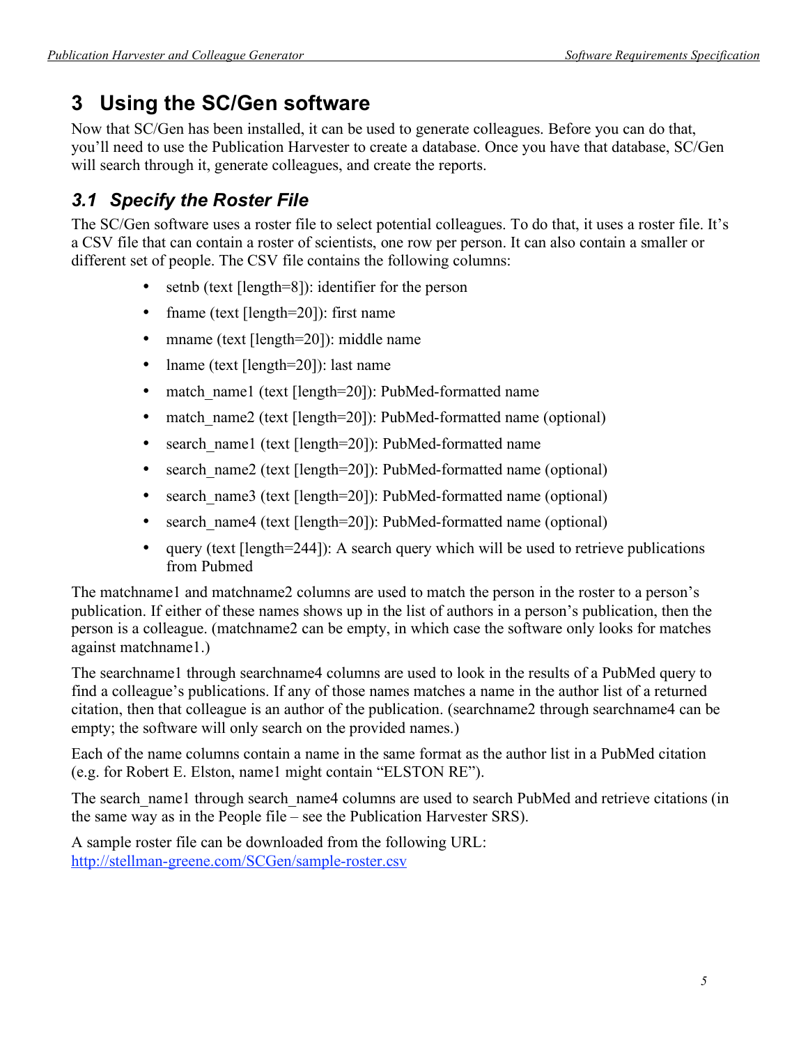# 3 Using the SC/Gen software

Now that SC/Gen has been installed, it can be used to generate colleagues. Before you can do that, you'll need to use the Publication Harvester to create a database. Once you have that database, SC/Gen will search through it, generate colleagues, and create the reports.

## *3.1 Specify the Roster File*

The SC/Gen software uses a roster file to select potential colleagues. To do that, it uses a roster file. It's a CSV file that can contain a roster of scientists, one row per person. It can also contain a smaller or different set of people. The CSV file contains the following columns:

- setnb (text [length=8]): identifier for the person
- fname (text [length=20]): first name
- mname (text [length=20]): middle name
- lname (text [length=20]): last name
- match_name1 (text [length=20]): PubMed-formatted name
- match_name2 (text [length=20]): PubMed-formatted name (optional)
- search_name1 (text [length=20]): PubMed-formatted name
- search_name2 (text [length=20]): PubMed-formatted name (optional)
- search_name3 (text [length=20]): PubMed-formatted name (optional)
- search_name4 (text [length=20]): PubMed-formatted name (optional)
- query (text [length=244]): A search query which will be used to retrieve publications from Pubmed

The matchname1 and matchname2 columns are used to match the person in the roster to a person's publication. If either of these names shows up in the list of authors in a person's publication, then the person is a colleague. (matchname2 can be empty, in which case the software only looks for matches against matchname1.)

The searchname1 through searchname4 columns are used to look in the results of a PubMed query to find a colleague's publications. If any of those names matches a name in the author list of a returned citation, then that colleague is an author of the publication. (searchname2 through searchname4 can be empty; the software will only search on the provided names.)

Each of the name columns contain a name in the same format as the author list in a PubMed citation (e.g. for Robert E. Elston, name1 might contain "ELSTON RE").

The search_name1 through search_name4 columns are used to search PubMed and retrieve citations (in the same way as in the People file – see the Publication Harvester SRS).

A sample roster file can be downloaded from the following URL:
[http://stellman-greene.com/SCGen/sample-roster.csv](http://stellman-greene.com/SCGen/sample-roster.csv)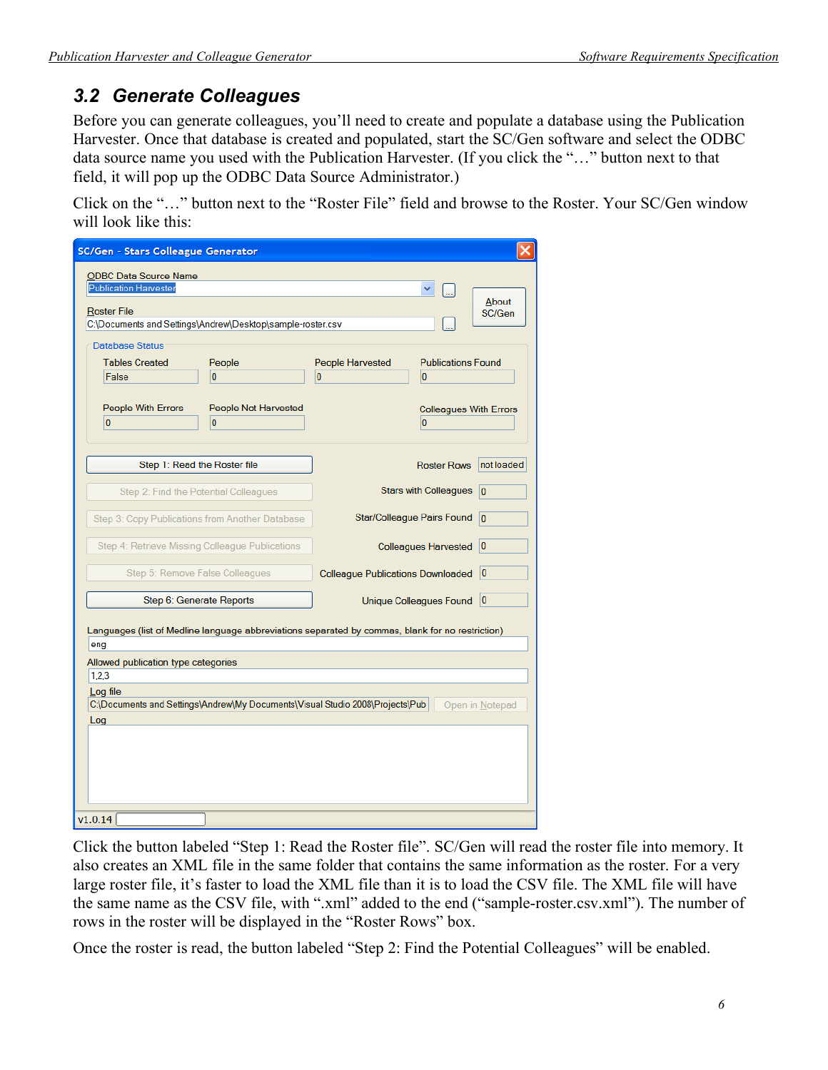## 3.2 Generate Colleagues

Before you can generate colleagues, you'll need to create and populate a database using the Publication Harvester. Once that database is created and populated, start the SC/Gen software and select the ODBC data source name you used with the Publication Harvester. (If you click the "…" button next to that field, it will pop up the ODBC Data Source Administrator.)

Click on the "…" button next to the "Roster File" field and browse to the Roster. Your SC/Gen window will look like this:

Click the button labeled "Step 1: Read the Roster file". SC/Gen will read the roster file into memory. It also creates an XML file in the same folder that contains the same information as the roster. For a very large roster file, it's faster to load the XML file than it is to load the CSV file. The XML file will have the same name as the CSV file, with ".xml" added to the end ("sample-roster.csv.xml"). The number of rows in the roster will be displayed in the "Roster Rows" box.

Once the roster is read, the button labeled "Step 2: Find the Potential Colleagues" will be enabled.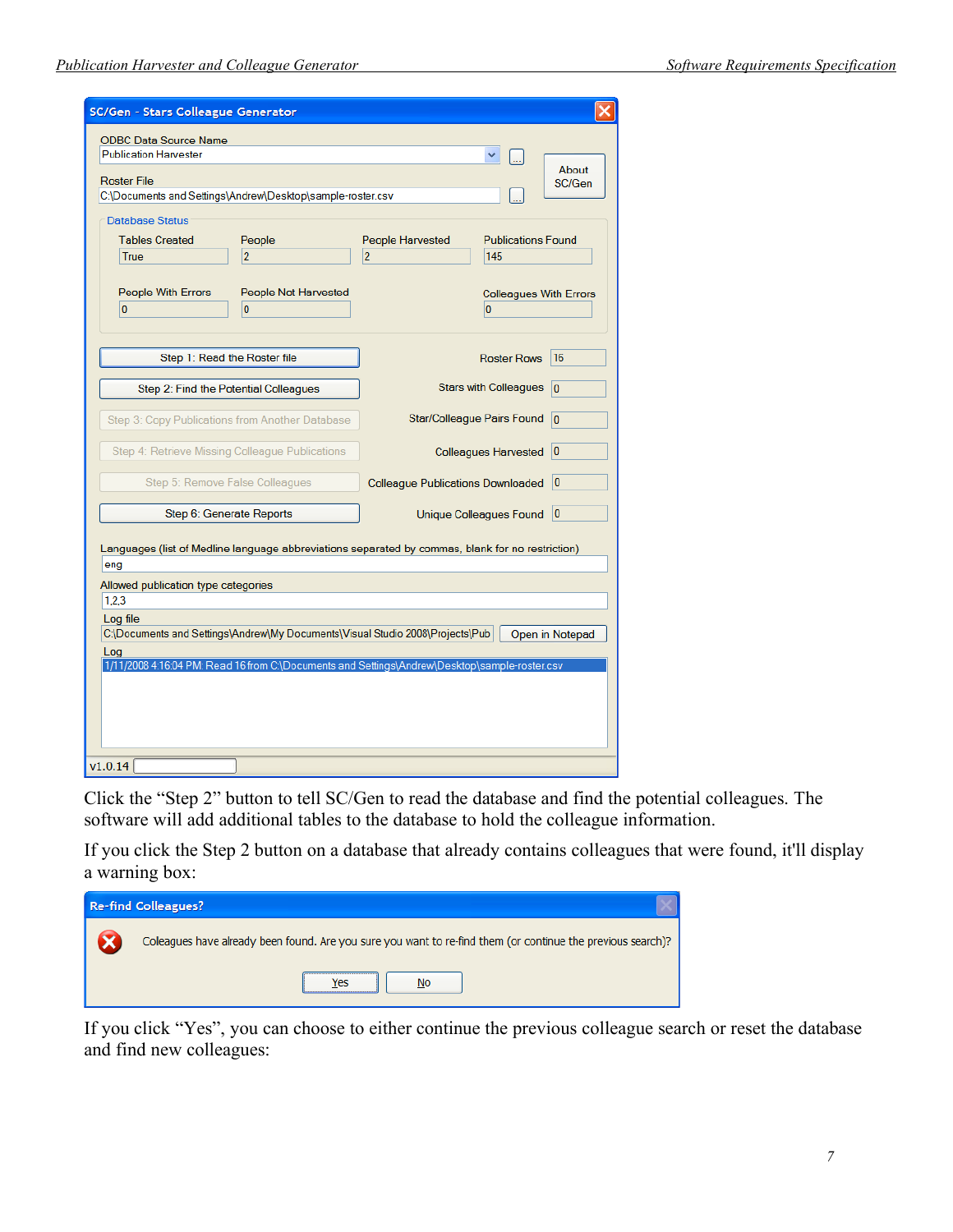Click the “Step 2” button to tell SC/Gen to read the database and find the potential colleagues. The software will add additional tables to the database to hold the colleague information.

If you click the Step 2 button on a database that already contains colleagues that were found, it'll display a warning box:

If you click “Yes”, you can choose to either continue the previous colleague search or reset the database and find new colleagues: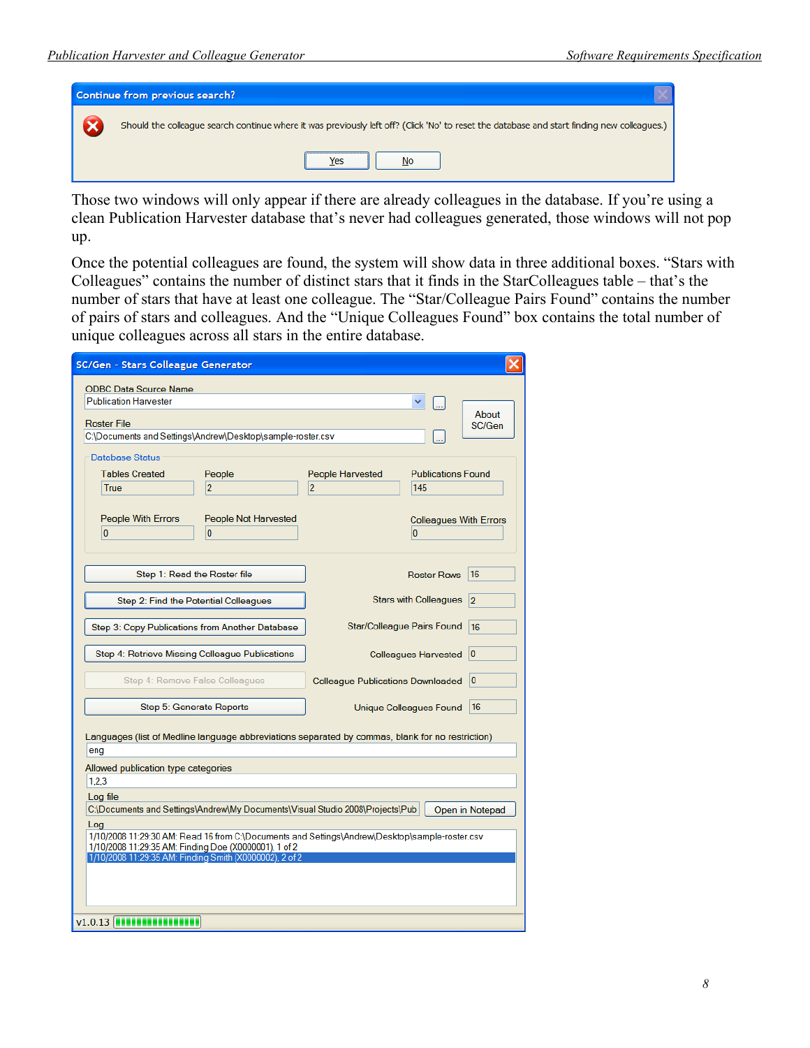Those two windows will only appear if there are already colleagues in the database. If you're using a clean Publication Harvester database that's never had colleagues generated, those windows will not pop up.

Once the potential colleagues are found, the system will show data in three additional boxes. "Stars with Colleagues" contains the number of distinct stars that it finds in the StarColleagues table – that's the number of stars that have at least one colleague. The "Star/Colleague Pairs Found" contains the number of pairs of stars and colleagues. And the "Unique Colleagues Found" box contains the total number of unique colleagues across all stars in the entire database.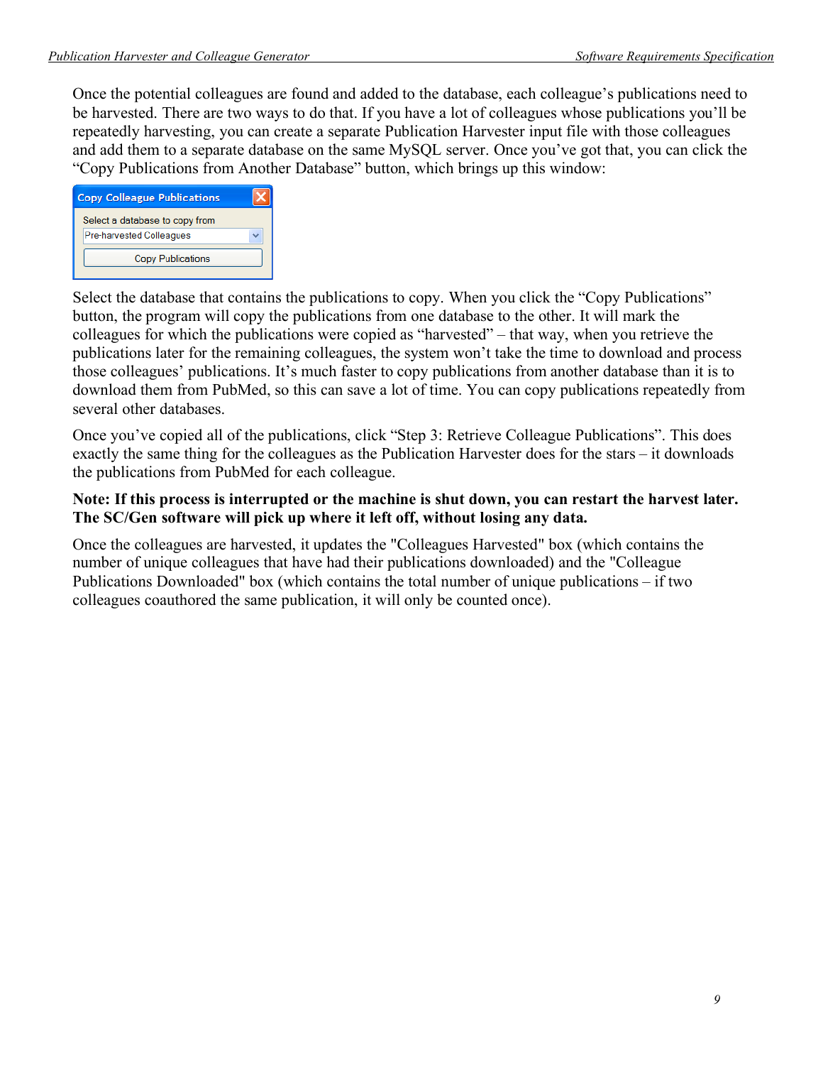Once the potential colleagues are found and added to the database, each colleague's publications need to be harvested. There are two ways to do that. If you have a lot of colleagues whose publications you'll be repeatedly harvesting, you can create a separate Publication Harvester input file with those colleagues and add them to a separate database on the same MySQL server. Once you've got that, you can click the "Copy Publications from Another Database" button, which brings up this window:

Select the database that contains the publications to copy. When you click the "Copy Publications" button, the program will copy the publications from one database to the other. It will mark the colleagues for which the publications were copied as "harvested" – that way, when you retrieve the publications later for the remaining colleagues, the system won't take the time to download and process those colleagues' publications. It's much faster to copy publications from another database than it is to download them from PubMed, so this can save a lot of time. You can copy publications repeatedly from several other databases.

Once you've copied all of the publications, click "Step 3: Retrieve Colleague Publications". This does exactly the same thing for the colleagues as the Publication Harvester does for the stars – it downloads the publications from PubMed for each colleague.

**Note: If this process is interrupted or the machine is shut down, you can restart the harvest later. The SC/Gen software will pick up where it left off, without losing any data.**

Once the colleagues are harvested, it updates the "Colleagues Harvested" box (which contains the number of unique colleagues that have had their publications downloaded) and the "Colleague Publications Downloaded" box (which contains the total number of unique publications – if two colleagues coauthored the same publication, it will only be counted once).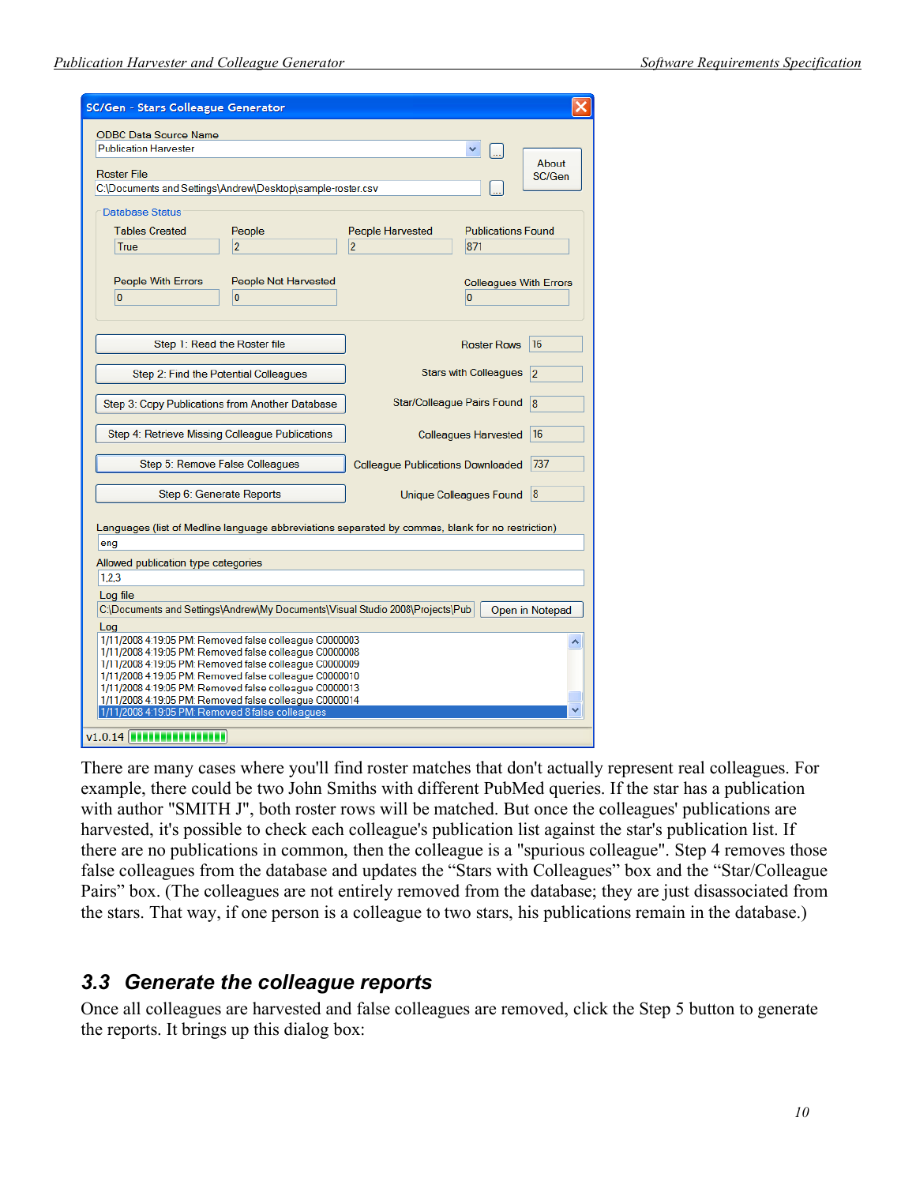There are many cases where you'll find roster matches that don't actually represent real colleagues. For example, there could be two John Smiths with different PubMed queries. If the star has a publication with author "SMITH J", both roster rows will be matched. But once the colleagues' publications are harvested, it's possible to check each colleague's publication list against the star's publication list. If there are no publications in common, then the colleague is a "spurious colleague". Step 4 removes those false colleagues from the database and updates the “Stars with Colleagues” box and the “Star/Colleague Pairs” box. (The colleagues are not entirely removed from the database; they are just disassociated from the stars. That way, if one person is a colleague to two stars, his publications remain in the database.)

## 3.3 Generate the colleague reports

Once all colleagues are harvested and false colleagues are removed, click the Step 5 button to generate the reports. It brings up this dialog box: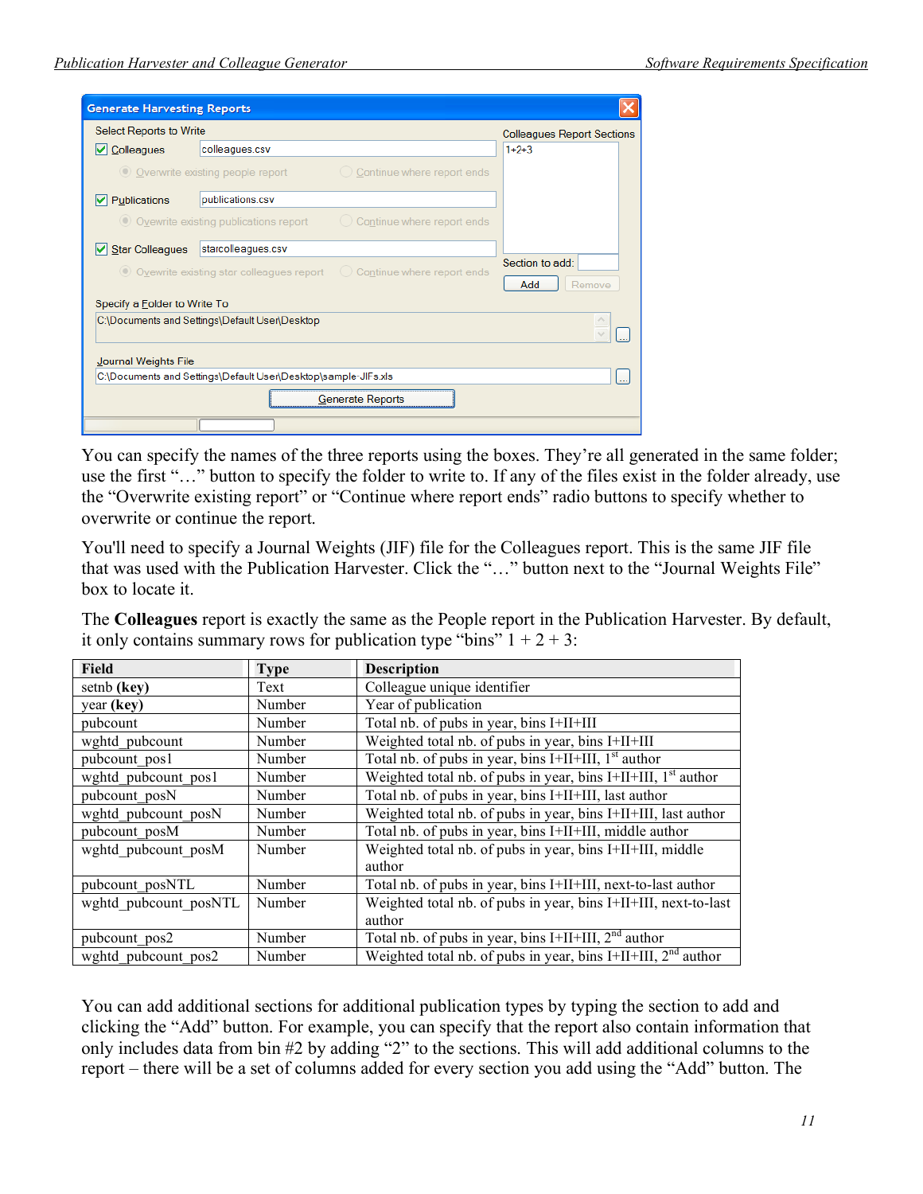You can specify the names of the three reports using the boxes. They're all generated in the same folder; use the first "…" button to specify the folder to write to. If any of the files exist in the folder already, use the "Overwrite existing report" or "Continue where report ends" radio buttons to specify whether to overwrite or continue the report.

You'll need to specify a Journal Weights (JIF) file for the Colleagues report. This is the same JIF file that was used with the Publication Harvester. Click the "…" button next to the "Journal Weights File" box to locate it.

The **Colleagues** report is exactly the same as the People report in the Publication Harvester. By default, it only contains summary rows for publication type "bins" 1 + 2 + 3:

| Field | Type | Description |
|---|---|---|
| setnb **(key)** | Text | Colleague unique identifier |
| year **(key)** | Number | Year of publication |
| pubcount | Number | Total nb. of pubs in year, bins I+II+III |
| wghtd_pubcount | Number | Weighted total nb. of pubs in year, bins I+II+III |
| pubcount_pos1 | Number | Total nb. of pubs in year, bins I+II+III, 1st author |
| wghtd_pubcount_pos1 | Number | Weighted total nb. of pubs in year, bins I+II+III, 1st author |
| pubcount_posN | Number | Total nb. of pubs in year, bins I+II+III, last author |
| wghtd_pubcount_posN | Number | Weighted total nb. of pubs in year, bins I+II+III, last author |
| pubcount_posM | Number | Total nb. of pubs in year, bins I+II+III, middle author |
| wghtd_pubcount_posM | Number | Weighted total nb. of pubs in year, bins I+II+III, middle author |
| pubcount_posNTL | Number | Total nb. of pubs in year, bins I+II+III, next-to-last author |
| wghtd_pubcount_posNTL | Number | Weighted total nb. of pubs in year, bins I+II+III, next-to-last author |
| pubcount_pos2 | Number | Total nb. of pubs in year, bins I+II+III, 2nd author |
| wghtd_pubcount_pos2 | Number | Weighted total nb. of pubs in year, bins I+II+III, 2nd author |

You can add additional sections for additional publication types by typing the section to add and clicking the "Add" button. For example, you can specify that the report also contain information that only includes data from bin #2 by adding "2" to the sections. This will add additional columns to the report – there will be a set of columns added for every section you add using the "Add" button. The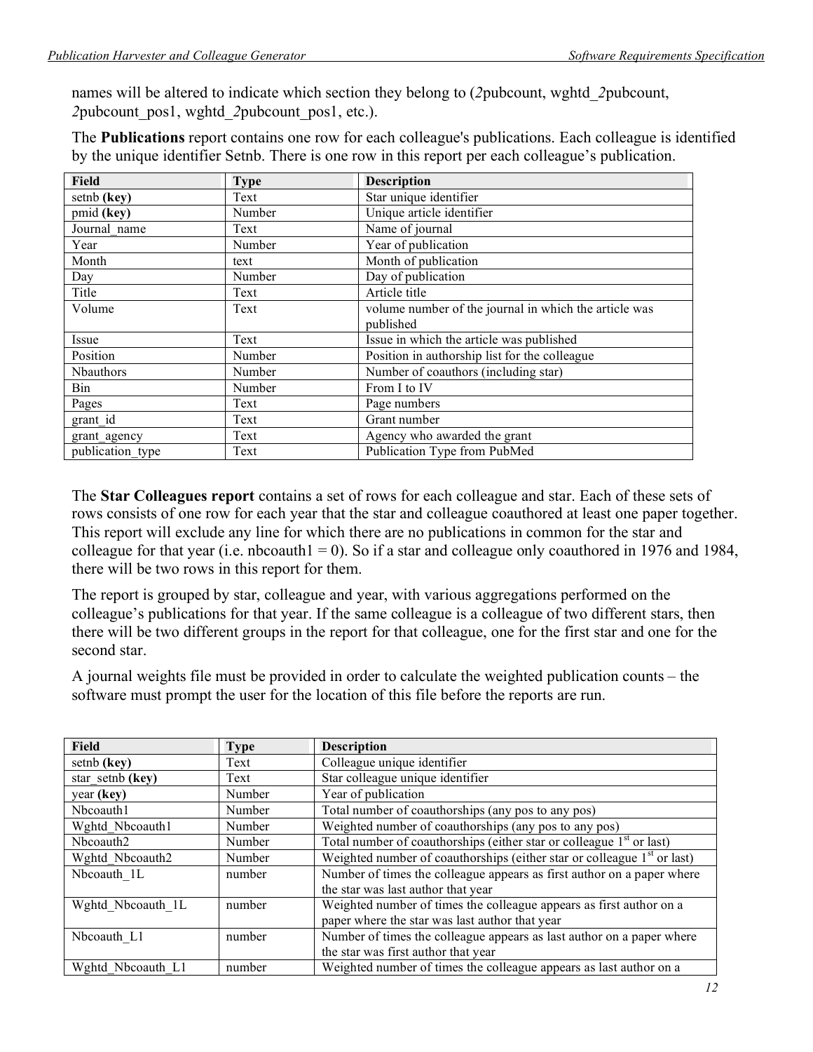names will be altered to indicate which section they belong to (*2*pubcount, wghtd_*2*pubcount, *2*pubcount_pos1, wghtd_*2*pubcount_pos1, etc.).

The **Publications** report contains one row for each colleague's publications. Each colleague is identified by the unique identifier Setnb. There is one row in this report per each colleague's publication.

| Field | Type | Description |
|---|---|---|
| setnb **(key)** | Text | Star unique identifier |
| pmid **(key)** | Number | Unique article identifier |
| Journal_name | Text | Name of journal |
| Year | Number | Year of publication |
| Month | text | Month of publication |
| Day | Number | Day of publication |
| Title | Text | Article title |
| Volume | Text | volume number of the journal in which the article was published |
| Issue | Text | Issue in which the article was published |
| Position | Number | Position in authorship list for the colleague |
| Nbauthors | Number | Number of coauthors (including star) |
| Bin | Number | From I to IV |
| Pages | Text | Page numbers |
| grant_id | Text | Grant number |
| grant_agency | Text | Agency who awarded the grant |
| publication_type | Text | Publication Type from PubMed |

The **Star Colleagues report** contains a set of rows for each colleague and star. Each of these sets of rows consists of one row for each year that the star and colleague coauthored at least one paper together. This report will exclude any line for which there are no publications in common for the star and colleague for that year (i.e. nbcoauth1 = 0). So if a star and colleague only coauthored in 1976 and 1984, there will be two rows in this report for them.

The report is grouped by star, colleague and year, with various aggregations performed on the colleague's publications for that year. If the same colleague is a colleague of two different stars, then there will be two different groups in the report for that colleague, one for the first star and one for the second star.

A journal weights file must be provided in order to calculate the weighted publication counts – the software must prompt the user for the location of this file before the reports are run.

| Field | Type | Description |
|---|---|---|
| setnb **(key)** | Text | Colleague unique identifier |
| star_setnb **(key)** | Text | Star colleague unique identifier |
| year **(key)** | Number | Year of publication |
| Nbcoauth1 | Number | Total number of coauthorships (any pos to any pos) |
| Wghtd_Nbcoauth1 | Number | Weighted number of coauthorships (any pos to any pos) |
| Nbcoauth2 | Number | Total number of coauthorships (either star or colleague 1st or last) |
| Wghtd_Nbcoauth2 | Number | Weighted number of coauthorships (either star or colleague 1st or last) |
| Nbcoauth_1L | number | Number of times the colleague appears as first author on a paper where the star was last author that year |
| Wghtd_Nbcoauth_1L | number | Weighted number of times the colleague appears as first author on a paper where the star was last author that year |
| Nbcoauth_L1 | number | Number of times the colleague appears as last author on a paper where the star was first author that year |
| Wghtd_Nbcoauth_L1 | number | Weighted number of times the colleague appears as last author on a |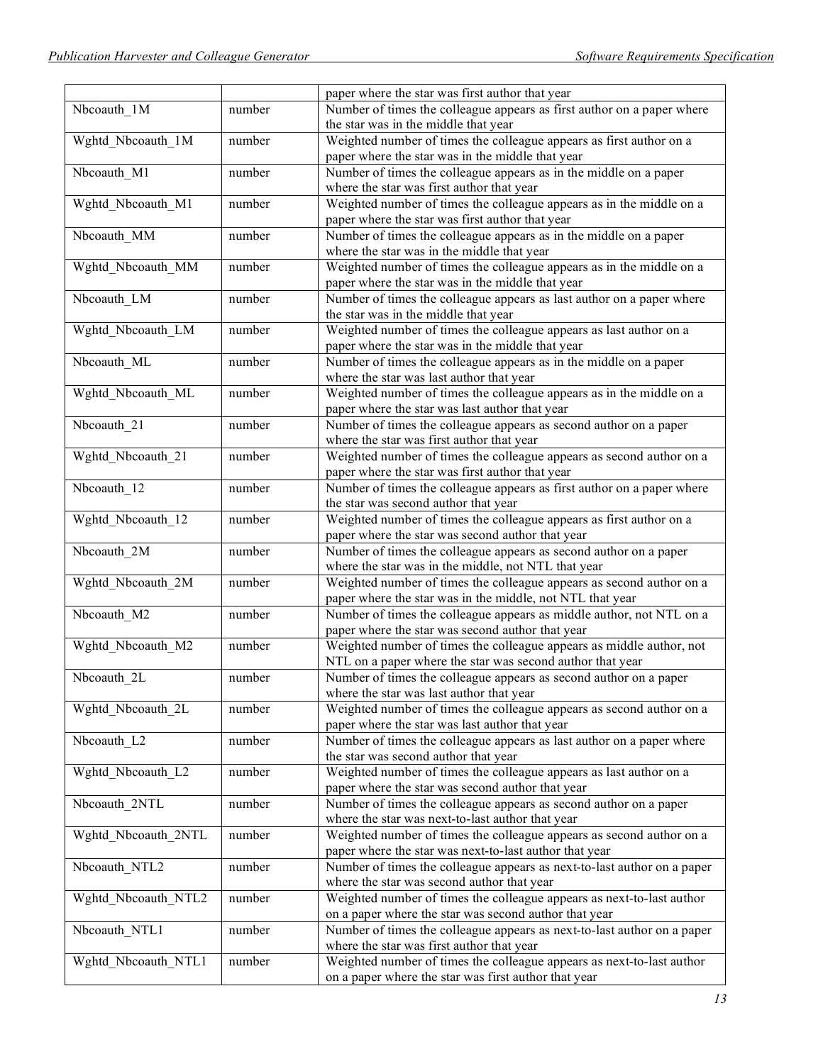| | | |
|---|---|---|
| | | paper where the star was first author that year |
| Nbcoauth_1M | number | Number of times the colleague appears as first author on a paper where the star was in the middle that year |
| Wghtd_Nbcoauth_1M | number | Weighted number of times the colleague appears as first author on a paper where the star was in the middle that year |
| Nbcoauth_M1 | number | Number of times the colleague appears as in the middle on a paper where the star was first author that year |
| Wghtd_Nbcoauth_M1 | number | Weighted number of times the colleague appears as in the middle on a paper where the star was first author that year |
| Nbcoauth_MM | number | Number of times the colleague appears as in the middle on a paper where the star was in the middle that year |
| Wghtd_Nbcoauth_MM | number | Weighted number of times the colleague appears as in the middle on a paper where the star was in the middle that year |
| Nbcoauth_LM | number | Number of times the colleague appears as last author on a paper where the star was in the middle that year |
| Wghtd_Nbcoauth_LM | number | Weighted number of times the colleague appears as last author on a paper where the star was in the middle that year |
| Nbcoauth_ML | number | Number of times the colleague appears as in the middle on a paper where the star was last author that year |
| Wghtd_Nbcoauth_ML | number | Weighted number of times the colleague appears as in the middle on a paper where the star was last author that year |
| Nbcoauth_21 | number | Number of times the colleague appears as second author on a paper where the star was first author that year |
| Wghtd_Nbcoauth_21 | number | Weighted number of times the colleague appears as second author on a paper where the star was first author that year |
| Nbcoauth_12 | number | Number of times the colleague appears as first author on a paper where the star was second author that year |
| Wghtd_Nbcoauth_12 | number | Weighted number of times the colleague appears as first author on a paper where the star was second author that year |
| Nbcoauth_2M | number | Number of times the colleague appears as second author on a paper where the star was in the middle, not NTL that year |
| Wghtd_Nbcoauth_2M | number | Weighted number of times the colleague appears as second author on a paper where the star was in the middle, not NTL that year |
| Nbcoauth_M2 | number | Number of times the colleague appears as middle author, not NTL on a paper where the star was second author that year |
| Wghtd_Nbcoauth_M2 | number | Weighted number of times the colleague appears as middle author, not NTL on a paper where the star was second author that year |
| Nbcoauth_2L | number | Number of times the colleague appears as second author on a paper where the star was last author that year |
| Wghtd_Nbcoauth_2L | number | Weighted number of times the colleague appears as second author on a paper where the star was last author that year |
| Nbcoauth_L2 | number | Number of times the colleague appears as last author on a paper where the star was second author that year |
| Wghtd_Nbcoauth_L2 | number | Weighted number of times the colleague appears as last author on a paper where the star was second author that year |
| Nbcoauth_2NTL | number | Number of times the colleague appears as second author on a paper where the star was next-to-last author that year |
| Wghtd_Nbcoauth_2NTL | number | Weighted number of times the colleague appears as second author on a paper where the star was next-to-last author that year |
| Nbcoauth_NTL2 | number | Number of times the colleague appears as next-to-last author on a paper where the star was second author that year |
| Wghtd_Nbcoauth_NTL2 | number | Weighted number of times the colleague appears as next-to-last author on a paper where the star was second author that year |
| Nbcoauth_NTL1 | number | Number of times the colleague appears as next-to-last author on a paper where the star was first author that year |
| Wghtd_Nbcoauth_NTL1 | number | Weighted number of times the colleague appears as next-to-last author on a paper where the star was first author that year |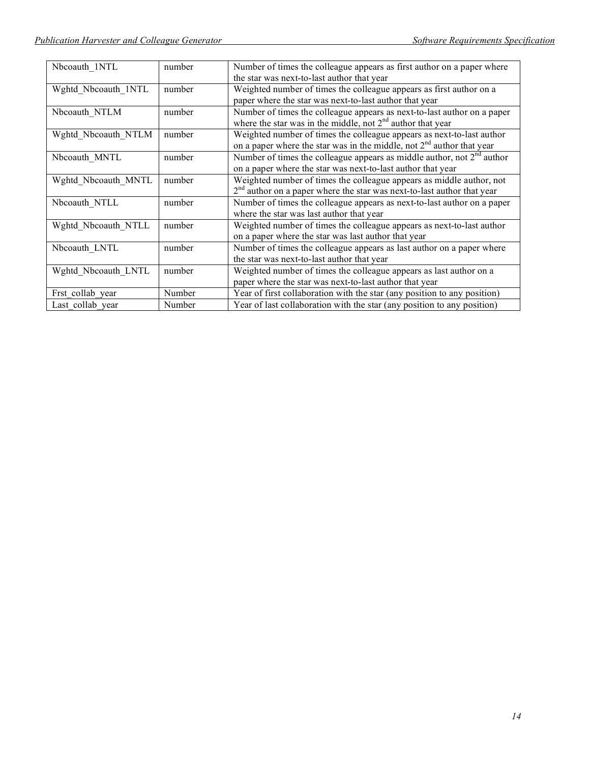| Nbcoauth_1NTL | number | Number of times the colleague appears as first author on a paper where the star was next-to-last author that year |
|---|---|---|
| Wghtd_Nbcoauth_1NTL | number | Weighted number of times the colleague appears as first author on a paper where the star was next-to-last author that year |
| Nbcoauth_NTLM | number | Number of times the colleague appears as next-to-last author on a paper where the star was in the middle, not 2nd author that year |
| Wghtd_Nbcoauth_NTLM | number | Weighted number of times the colleague appears as next-to-last author on a paper where the star was in the middle, not 2nd author that year |
| Nbcoauth_MNTL | number | Number of times the colleague appears as middle author, not 2nd author on a paper where the star was next-to-last author that year |
| Wghtd_Nbcoauth_MNTL | number | Weighted number of times the colleague appears as middle author, not 2nd author on a paper where the star was next-to-last author that year |
| Nbcoauth_NTLL | number | Number of times the colleague appears as next-to-last author on a paper where the star was last author that year |
| Wghtd_Nbcoauth_NTLL | number | Weighted number of times the colleague appears as next-to-last author on a paper where the star was last author that year |
| Nbcoauth_LNTL | number | Number of times the colleague appears as last author on a paper where the star was next-to-last author that year |
| Wghtd_Nbcoauth_LNTL | number | Weighted number of times the colleague appears as last author on a paper where the star was next-to-last author that year |
| Frst_collab_year | Number | Year of first collaboration with the star (any position to any position) |
| Last_collab_year | Number | Year of last collaboration with the star (any position to any position) |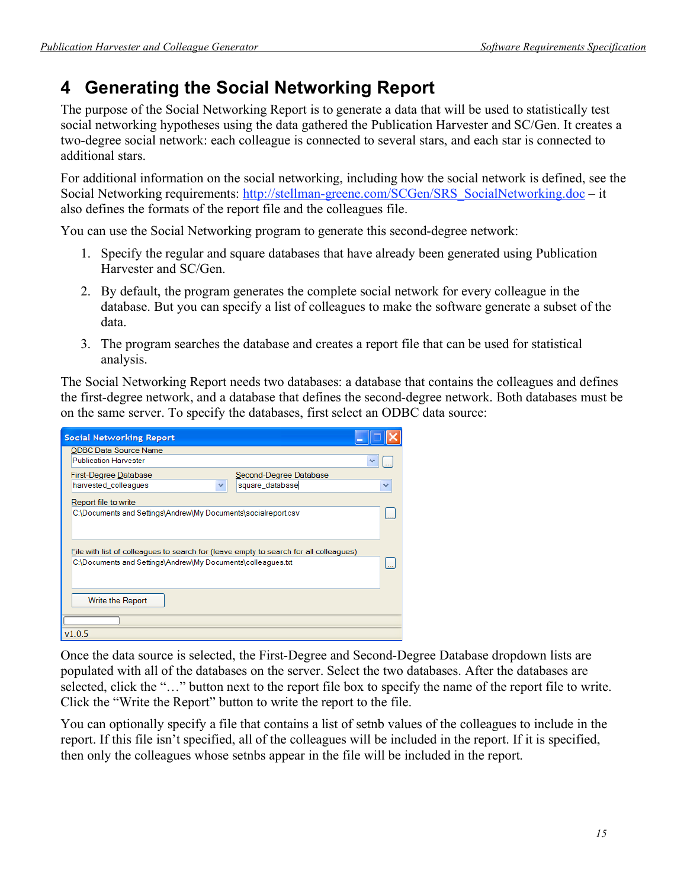# 4 Generating the Social Networking Report

The purpose of the Social Networking Report is to generate a data that will be used to statistically test social networking hypotheses using the data gathered the Publication Harvester and SC/Gen. It creates a two-degree social network: each colleague is connected to several stars, and each star is connected to additional stars.

For additional information on the social networking, including how the social network is defined, see the Social Networking requirements: http://stellman-greene.com/SCGen/SRS_SocialNetworking.doc – it also defines the formats of the report file and the colleagues file.

You can use the Social Networking program to generate this second-degree network:

1. Specify the regular and square databases that have already been generated using Publication Harvester and SC/Gen.
2. By default, the program generates the complete social network for every colleague in the database. But you can specify a list of colleagues to make the software generate a subset of the data.
3. The program searches the database and creates a report file that can be used for statistical analysis.

The Social Networking Report needs two databases: a database that contains the colleagues and defines the first-degree network, and a database that defines the second-degree network. Both databases must be on the same server. To specify the databases, first select an ODBC data source:

Social Networking Report

ODBC Data Source Name: Publication Harvester

First-Degree Database: harvested_colleagues

Second-Degree Database: square_database

Report file to write: C:\Documents and Settings\Andrew\My Documents\socialreport.csv

File with list of colleagues to search for (leave empty to search for all colleagues): C:\Documents and Settings\Andrew\My Documents\colleagues.txt

Write the Report

v1.0.5

Once the data source is selected, the First-Degree and Second-Degree Database dropdown lists are populated with all of the databases on the server. Select the two databases. After the databases are selected, click the "…" button next to the report file box to specify the name of the report file to write. Click the "Write the Report" button to write the report to the file.

You can optionally specify a file that contains a list of setnb values of the colleagues to include in the report. If this file isn't specified, all of the colleagues will be included in the report. If it is specified, then only the colleagues whose setnbs appear in the file will be included in the report.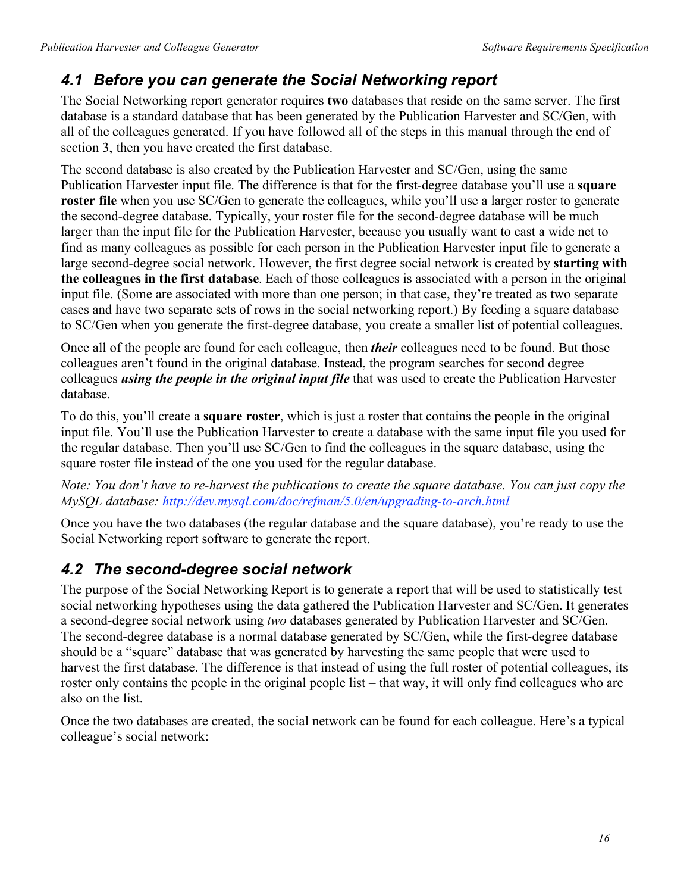## 4.1 Before you can generate the Social Networking report

The Social Networking report generator requires **two** databases that reside on the same server. The first database is a standard database that has been generated by the Publication Harvester and SC/Gen, with all of the colleagues generated. If you have followed all of the steps in this manual through the end of section 3, then you have created the first database.

The second database is also created by the Publication Harvester and SC/Gen, using the same Publication Harvester input file. The difference is that for the first-degree database you'll use a **square roster file** when you use SC/Gen to generate the colleagues, while you'll use a larger roster to generate the second-degree database. Typically, your roster file for the second-degree database will be much larger than the input file for the Publication Harvester, because you usually want to cast a wide net to find as many colleagues as possible for each person in the Publication Harvester input file to generate a large second-degree social network. However, the first degree social network is created by **starting with the colleagues in the first database**. Each of those colleagues is associated with a person in the original input file. (Some are associated with more than one person; in that case, they're treated as two separate cases and have two separate sets of rows in the social networking report.) By feeding a square database to SC/Gen when you generate the first-degree database, you create a smaller list of potential colleagues.

Once all of the people are found for each colleague, then ***their*** colleagues need to be found. But those colleagues aren't found in the original database. Instead, the program searches for second degree colleagues ***using the people in the original input file*** that was used to create the Publication Harvester database.

To do this, you'll create a **square roster**, which is just a roster that contains the people in the original input file. You'll use the Publication Harvester to create a database with the same input file you used for the regular database. Then you'll use SC/Gen to find the colleagues in the square database, using the square roster file instead of the one you used for the regular database.

*Note: You don't have to re-harvest the publications to create the square database. You can just copy the MySQL database: [http://dev.mysql.com/doc/refman/5.0/en/upgrading-to-arch.html](http://dev.mysql.com/doc/refman/5.0/en/upgrading-to-arch.html)*

Once you have the two databases (the regular database and the square database), you're ready to use the Social Networking report software to generate the report.

## 4.2 The second-degree social network

The purpose of the Social Networking Report is to generate a report that will be used to statistically test social networking hypotheses using the data gathered the Publication Harvester and SC/Gen. It generates a second-degree social network using *two* databases generated by Publication Harvester and SC/Gen. The second-degree database is a normal database generated by SC/Gen, while the first-degree database should be a "square" database that was generated by harvesting the same people that were used to harvest the first database. The difference is that instead of using the full roster of potential colleagues, its roster only contains the people in the original people list – that way, it will only find colleagues who are also on the list.

Once the two databases are created, the social network can be found for each colleague. Here's a typical colleague's social network: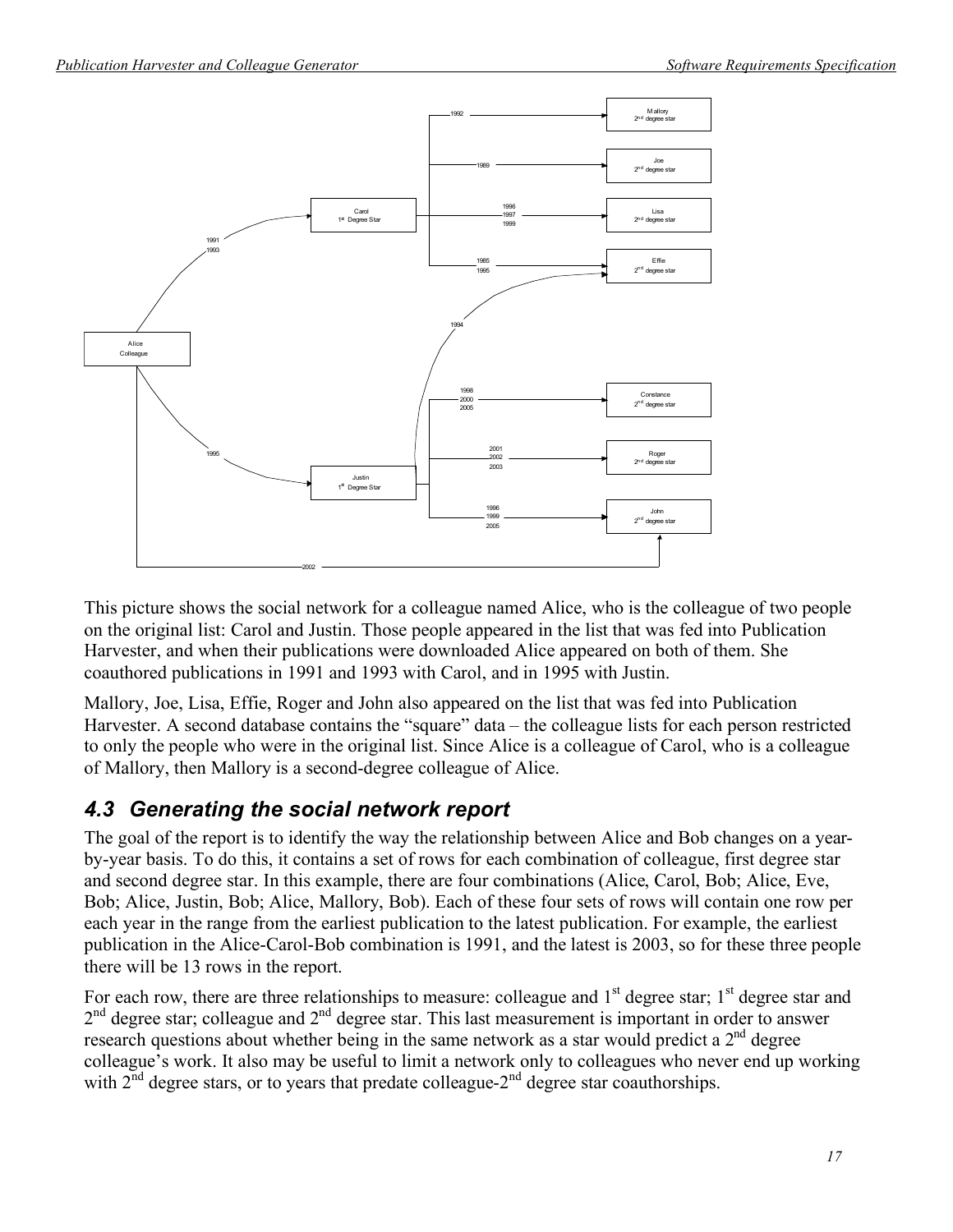This picture shows the social network for a colleague named Alice, who is the colleague of two people on the original list: Carol and Justin. Those people appeared in the list that was fed into Publication Harvester, and when their publications were downloaded Alice appeared on both of them. She coauthored publications in 1991 and 1993 with Carol, and in 1995 with Justin.

Mallory, Joe, Lisa, Effie, Roger and John also appeared on the list that was fed into Publication Harvester. A second database contains the "square" data – the colleague lists for each person restricted to only the people who were in the original list. Since Alice is a colleague of Carol, who is a colleague of Mallory, then Mallory is a second-degree colleague of Alice.

## *4.3 Generating the social network report*

The goal of the report is to identify the way the relationship between Alice and Bob changes on a year-by-year basis. To do this, it contains a set of rows for each combination of colleague, first degree star and second degree star. In this example, there are four combinations (Alice, Carol, Bob; Alice, Eve, Bob; Alice, Justin, Bob; Alice, Mallory, Bob). Each of these four sets of rows will contain one row per each year in the range from the earliest publication to the latest publication. For example, the earliest publication in the Alice-Carol-Bob combination is 1991, and the latest is 2003, so for these three people there will be 13 rows in the report.

For each row, there are three relationships to measure: colleague and 1st degree star; 1st degree star and 2nd degree star; colleague and 2nd degree star. This last measurement is important in order to answer research questions about whether being in the same network as a star would predict a 2nd degree colleague's work. It also may be useful to limit a network only to colleagues who never end up working with 2nd degree stars, or to years that predate colleague-2nd degree star coauthorships.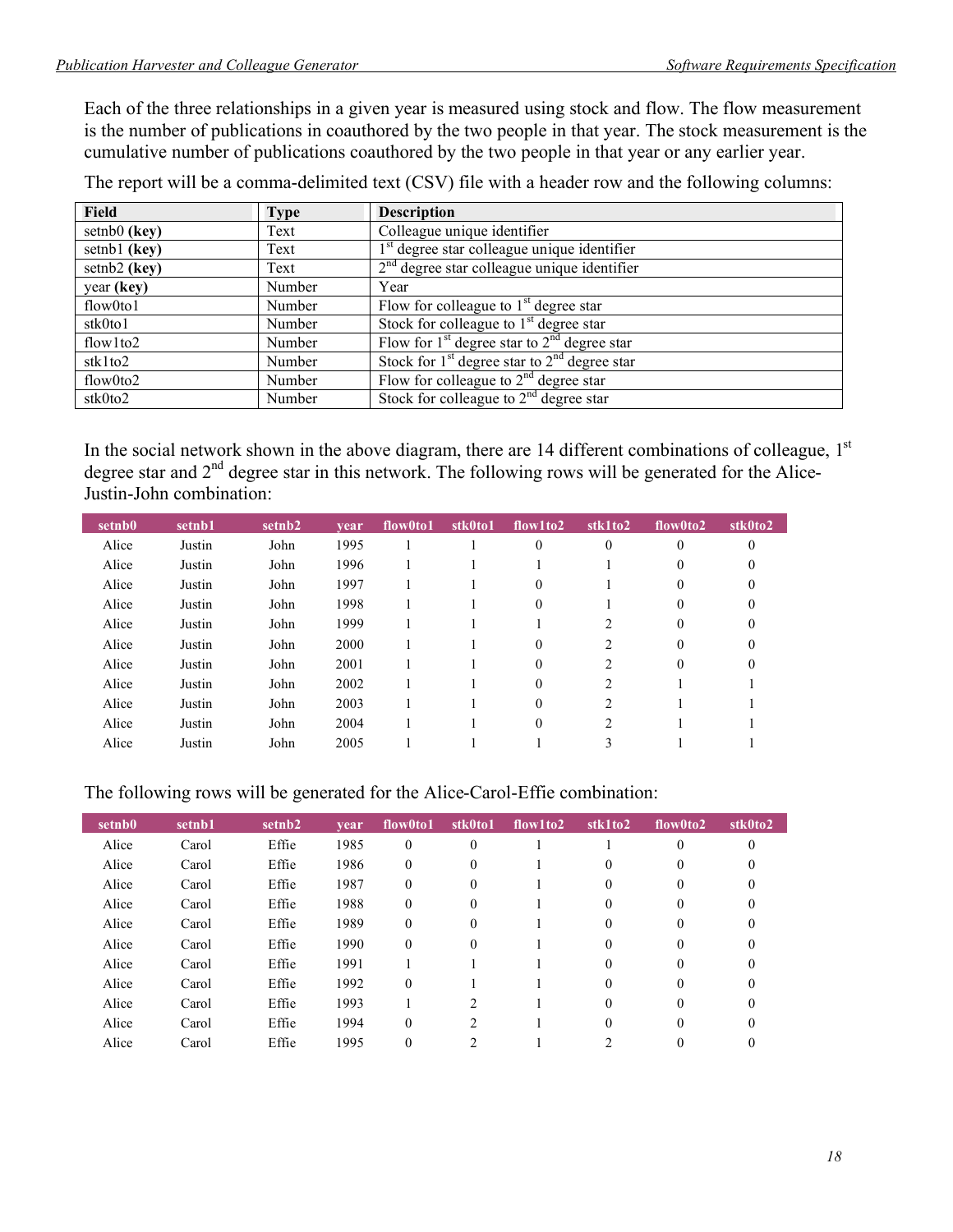Each of the three relationships in a given year is measured using stock and flow. The flow measurement is the number of publications in coauthored by the two people in that year. The stock measurement is the cumulative number of publications coauthored by the two people in that year or any earlier year.

The report will be a comma-delimited text (CSV) file with a header row and the following columns:

| Field | Type | Description |
|---|---|---|
| setnb0 **(key)** | Text | Colleague unique identifier |
| setnb1 **(key)** | Text | 1st degree star colleague unique identifier |
| setnb2 **(key)** | Text | 2nd degree star colleague unique identifier |
| year **(key)** | Number | Year |
| flow0to1 | Number | Flow for colleague to 1st degree star |
| stk0to1 | Number | Stock for colleague to 1st degree star |
| flow1to2 | Number | Flow for 1st degree star to 2nd degree star |
| stk1to2 | Number | Stock for 1st degree star to 2nd degree star |
| flow0to2 | Number | Flow for colleague to 2nd degree star |
| stk0to2 | Number | Stock for colleague to 2nd degree star |

In the social network shown in the above diagram, there are 14 different combinations of colleague, 1st degree star and 2nd degree star in this network. The following rows will be generated for the Alice-Justin-John combination:

| setnb0 | setnb1 | setnb2 | year | flow0to1 | stk0to1 | flow1to2 | stk1to2 | flow0to2 | stk0to2 |
|---|---|---|---|---|---|---|---|---|---|
| Alice | Justin | John | 1995 | 1 | 1 | 0 | 0 | 0 | 0 |
| Alice | Justin | John | 1996 | 1 | 1 | 1 | 1 | 0 | 0 |
| Alice | Justin | John | 1997 | 1 | 1 | 0 | 1 | 0 | 0 |
| Alice | Justin | John | 1998 | 1 | 1 | 0 | 1 | 0 | 0 |
| Alice | Justin | John | 1999 | 1 | 1 | 1 | 2 | 0 | 0 |
| Alice | Justin | John | 2000 | 1 | 1 | 0 | 2 | 0 | 0 |
| Alice | Justin | John | 2001 | 1 | 1 | 0 | 2 | 0 | 0 |
| Alice | Justin | John | 2002 | 1 | 1 | 0 | 2 | 1 | 1 |
| Alice | Justin | John | 2003 | 1 | 1 | 0 | 2 | 1 | 1 |
| Alice | Justin | John | 2004 | 1 | 1 | 0 | 2 | 1 | 1 |
| Alice | Justin | John | 2005 | 1 | 1 | 1 | 3 | 1 | 1 |

The following rows will be generated for the Alice-Carol-Effie combination:

| setnb0 | setnb1 | setnb2 | year | flow0to1 | stk0to1 | flow1to2 | stk1to2 | flow0to2 | stk0to2 |
|---|---|---|---|---|---|---|---|---|---|
| Alice | Carol | Effie | 1985 | 0 | 0 | 1 | 1 | 0 | 0 |
| Alice | Carol | Effie | 1986 | 0 | 0 | 1 | 0 | 0 | 0 |
| Alice | Carol | Effie | 1987 | 0 | 0 | 1 | 0 | 0 | 0 |
| Alice | Carol | Effie | 1988 | 0 | 0 | 1 | 0 | 0 | 0 |
| Alice | Carol | Effie | 1989 | 0 | 0 | 1 | 0 | 0 | 0 |
| Alice | Carol | Effie | 1990 | 0 | 0 | 1 | 0 | 0 | 0 |
| Alice | Carol | Effie | 1991 | 1 | 1 | 1 | 0 | 0 | 0 |
| Alice | Carol | Effie | 1992 | 0 | 1 | 1 | 0 | 0 | 0 |
| Alice | Carol | Effie | 1993 | 1 | 2 | 1 | 0 | 0 | 0 |
| Alice | Carol | Effie | 1994 | 0 | 2 | 1 | 0 | 0 | 0 |
| Alice | Carol | Effie | 1995 | 0 | 2 | 1 | 2 | 0 | 0 |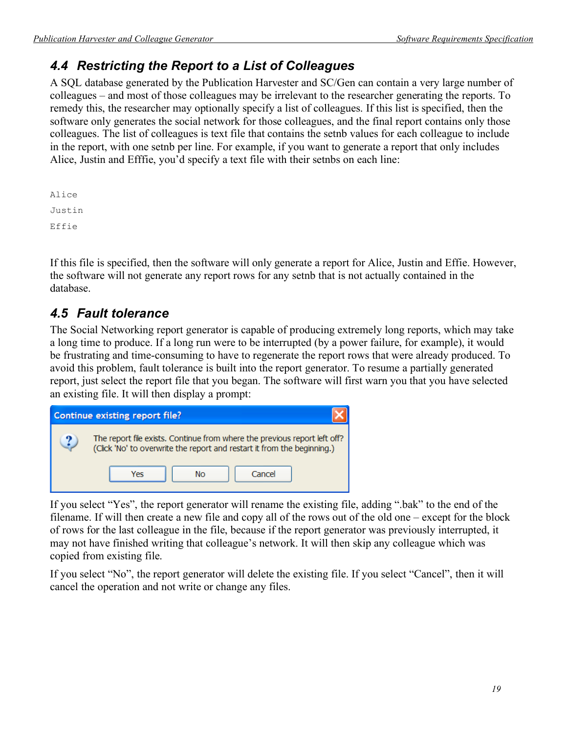### 4.4 Restricting the Report to a List of Colleagues

A SQL database generated by the Publication Harvester and SC/Gen can contain a very large number of colleagues – and most of those colleagues may be irrelevant to the researcher generating the reports. To remedy this, the researcher may optionally specify a list of colleagues. If this list is specified, then the software only generates the social network for those colleagues, and the final report contains only those colleagues. The list of colleagues is text file that contains the setnb values for each colleague to include in the report, with one setnb per line. For example, if you want to generate a report that only includes Alice, Justin and Efffie, you'd specify a text file with their setnbs on each line:

```
Alice
Justin
Effie
```

If this file is specified, then the software will only generate a report for Alice, Justin and Effie. However, the software will not generate any report rows for any setnb that is not actually contained in the database.

### 4.5 Fault tolerance

The Social Networking report generator is capable of producing extremely long reports, which may take a long time to produce. If a long run were to be interrupted (by a power failure, for example), it would be frustrating and time-consuming to have to regenerate the report rows that were already produced. To avoid this problem, fault tolerance is built into the report generator. To resume a partially generated report, just select the report file that you began. The software will first warn you that you have selected an existing file. It will then display a prompt:

**Continue existing report file?**

The report file exists. Continue from where the previous report left off?
(Click 'No' to overwrite the report and restart it from the beginning.)

[Yes] [No] [Cancel]

If you select "Yes", the report generator will rename the existing file, adding ".bak" to the end of the filename. If will then create a new file and copy all of the rows out of the old one – except for the block of rows for the last colleague in the file, because if the report generator was previously interrupted, it may not have finished writing that colleague's network. It will then skip any colleague which was copied from existing file.

If you select "No", the report generator will delete the existing file. If you select "Cancel", then it will cancel the operation and not write or change any files.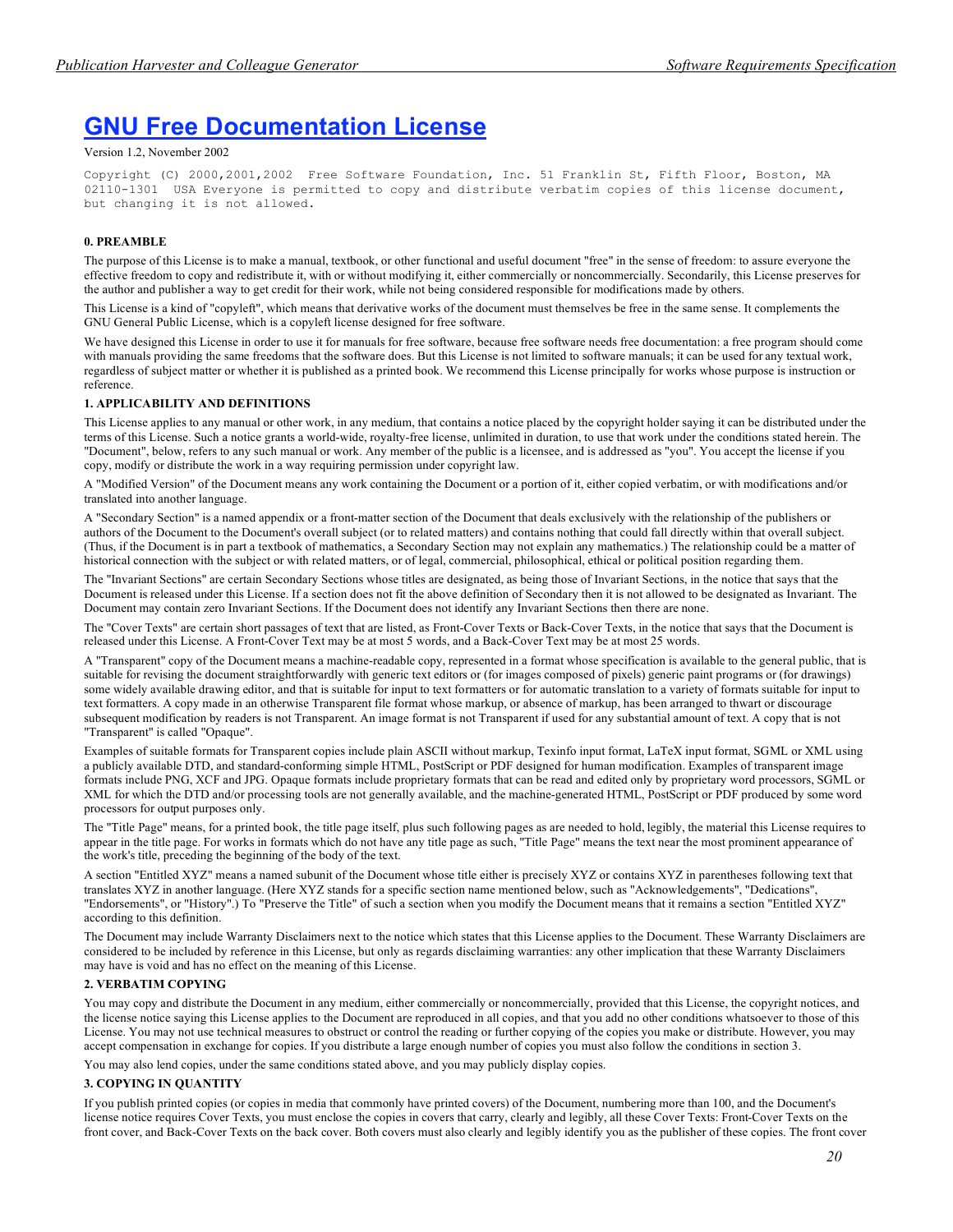# [GNU Free Documentation License](#)

Version 1.2, November 2002

```
Copyright (C) 2000,2001,2002  Free Software Foundation, Inc. 51 Franklin St, Fifth Floor, Boston, MA
02110-1301  USA Everyone is permitted to copy and distribute verbatim copies of this license document,
but changing it is not allowed.
```

**0. PREAMBLE**

The purpose of this License is to make a manual, textbook, or other functional and useful document "free" in the sense of freedom: to assure everyone the effective freedom to copy and redistribute it, with or without modifying it, either commercially or noncommercially. Secondarily, this License preserves for the author and publisher a way to get credit for their work, while not being considered responsible for modifications made by others.

This License is a kind of "copyleft", which means that derivative works of the document must themselves be free in the same sense. It complements the GNU General Public License, which is a copyleft license designed for free software.

We have designed this License in order to use it for manuals for free software, because free software needs free documentation: a free program should come with manuals providing the same freedoms that the software does. But this License is not limited to software manuals; it can be used for any textual work, regardless of subject matter or whether it is published as a printed book. We recommend this License principally for works whose purpose is instruction or reference.

**1. APPLICABILITY AND DEFINITIONS**

This License applies to any manual or other work, in any medium, that contains a notice placed by the copyright holder saying it can be distributed under the terms of this License. Such a notice grants a world-wide, royalty-free license, unlimited in duration, to use that work under the conditions stated herein. The "Document", below, refers to any such manual or work. Any member of the public is a licensee, and is addressed as "you". You accept the license if you copy, modify or distribute the work in a way requiring permission under copyright law.

A "Modified Version" of the Document means any work containing the Document or a portion of it, either copied verbatim, or with modifications and/or translated into another language.

A "Secondary Section" is a named appendix or a front-matter section of the Document that deals exclusively with the relationship of the publishers or authors of the Document to the Document's overall subject (or to related matters) and contains nothing that could fall directly within that overall subject. (Thus, if the Document is in part a textbook of mathematics, a Secondary Section may not explain any mathematics.) The relationship could be a matter of historical connection with the subject or with related matters, or of legal, commercial, philosophical, ethical or political position regarding them.

The "Invariant Sections" are certain Secondary Sections whose titles are designated, as being those of Invariant Sections, in the notice that says that the Document is released under this License. If a section does not fit the above definition of Secondary then it is not allowed to be designated as Invariant. The Document may contain zero Invariant Sections. If the Document does not identify any Invariant Sections then there are none.

The "Cover Texts" are certain short passages of text that are listed, as Front-Cover Texts or Back-Cover Texts, in the notice that says that the Document is released under this License. A Front-Cover Text may be at most 5 words, and a Back-Cover Text may be at most 25 words.

A "Transparent" copy of the Document means a machine-readable copy, represented in a format whose specification is available to the general public, that is suitable for revising the document straightforwardly with generic text editors or (for images composed of pixels) generic paint programs or (for drawings) some widely available drawing editor, and that is suitable for input to text formatters or for automatic translation to a variety of formats suitable for input to text formatters. A copy made in an otherwise Transparent file format whose markup, or absence of markup, has been arranged to thwart or discourage subsequent modification by readers is not Transparent. An image format is not Transparent if used for any substantial amount of text. A copy that is not "Transparent" is called "Opaque".

Examples of suitable formats for Transparent copies include plain ASCII without markup, Texinfo input format, LaTeX input format, SGML or XML using a publicly available DTD, and standard-conforming simple HTML, PostScript or PDF designed for human modification. Examples of transparent image formats include PNG, XCF and JPG. Opaque formats include proprietary formats that can be read and edited only by proprietary word processors, SGML or XML for which the DTD and/or processing tools are not generally available, and the machine-generated HTML, PostScript or PDF produced by some word processors for output purposes only.

The "Title Page" means, for a printed book, the title page itself, plus such following pages as are needed to hold, legibly, the material this License requires to appear in the title page. For works in formats which do not have any title page as such, "Title Page" means the text near the most prominent appearance of the work's title, preceding the beginning of the body of the text.

A section "Entitled XYZ" means a named subunit of the Document whose title either is precisely XYZ or contains XYZ in parentheses following text that translates XYZ in another language. (Here XYZ stands for a specific section name mentioned below, such as "Acknowledgements", "Dedications", "Endorsements", or "History".) To "Preserve the Title" of such a section when you modify the Document means that it remains a section "Entitled XYZ" according to this definition.

The Document may include Warranty Disclaimers next to the notice which states that this License applies to the Document. These Warranty Disclaimers are considered to be included by reference in this License, but only as regards disclaiming warranties: any other implication that these Warranty Disclaimers may have is void and has no effect on the meaning of this License.

**2. VERBATIM COPYING**

You may copy and distribute the Document in any medium, either commercially or noncommercially, provided that this License, the copyright notices, and the license notice saying this License applies to the Document are reproduced in all copies, and that you add no other conditions whatsoever to those of this License. You may not use technical measures to obstruct or control the reading or further copying of the copies you make or distribute. However, you may accept compensation in exchange for copies. If you distribute a large enough number of copies you must also follow the conditions in section 3.

You may also lend copies, under the same conditions stated above, and you may publicly display copies.

**3. COPYING IN QUANTITY**

If you publish printed copies (or copies in media that commonly have printed covers) of the Document, numbering more than 100, and the Document's license notice requires Cover Texts, you must enclose the copies in covers that carry, clearly and legibly, all these Cover Texts: Front-Cover Texts on the front cover, and Back-Cover Texts on the back cover. Both covers must also clearly and legibly identify you as the publisher of these copies. The front cover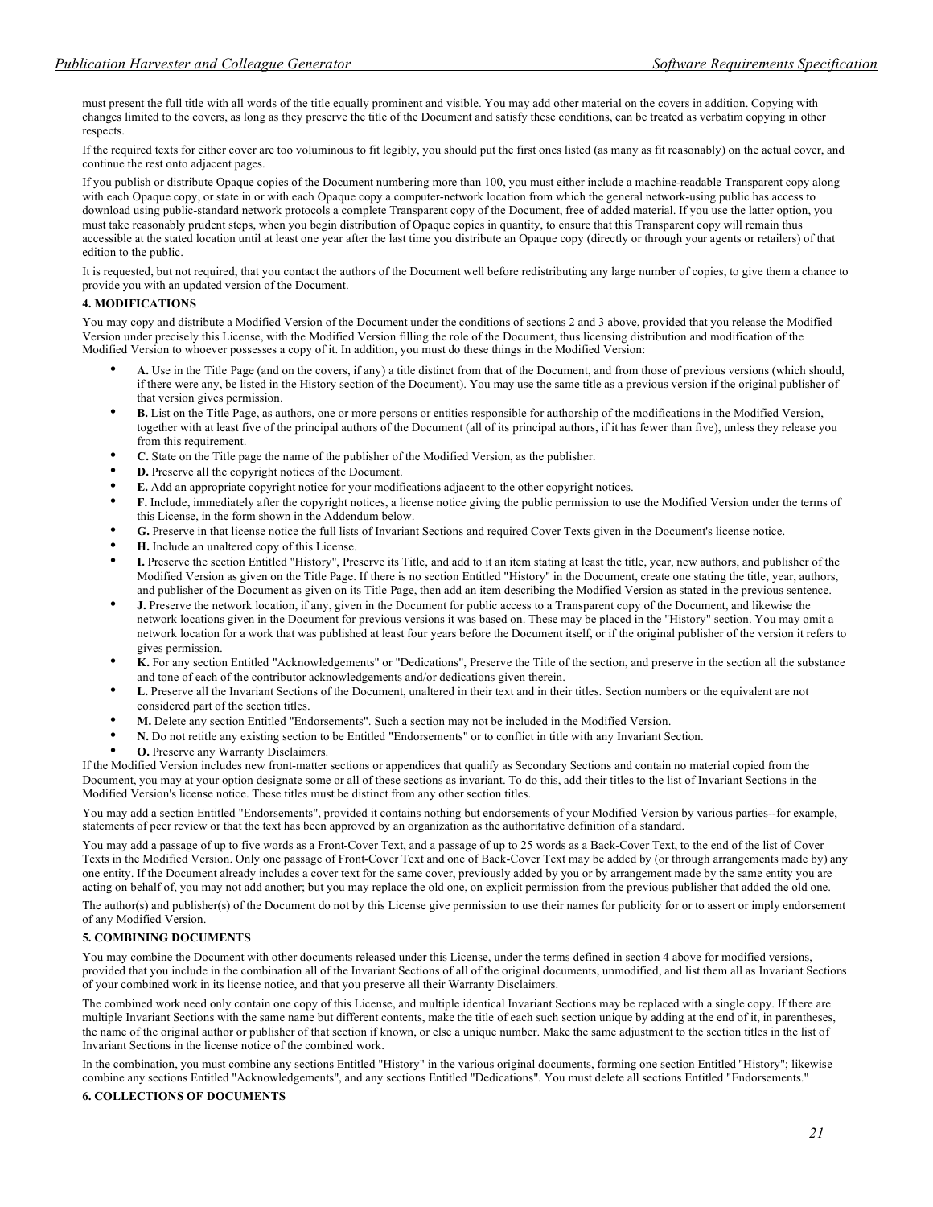must present the full title with all words of the title equally prominent and visible. You may add other material on the covers in addition. Copying with changes limited to the covers, as long as they preserve the title of the Document and satisfy these conditions, can be treated as verbatim copying in other respects.

If the required texts for either cover are too voluminous to fit legibly, you should put the first ones listed (as many as fit reasonably) on the actual cover, and continue the rest onto adjacent pages.

If you publish or distribute Opaque copies of the Document numbering more than 100, you must either include a machine-readable Transparent copy along with each Opaque copy, or state in or with each Opaque copy a computer-network location from which the general network-using public has access to download using public-standard network protocols a complete Transparent copy of the Document, free of added material. If you use the latter option, you must take reasonably prudent steps, when you begin distribution of Opaque copies in quantity, to ensure that this Transparent copy will remain thus accessible at the stated location until at least one year after the last time you distribute an Opaque copy (directly or through your agents or retailers) of that edition to the public.

It is requested, but not required, that you contact the authors of the Document well before redistributing any large number of copies, to give them a chance to provide you with an updated version of the Document.

**4. MODIFICATIONS**

You may copy and distribute a Modified Version of the Document under the conditions of sections 2 and 3 above, provided that you release the Modified Version under precisely this License, with the Modified Version filling the role of the Document, thus licensing distribution and modification of the Modified Version to whoever possesses a copy of it. In addition, you must do these things in the Modified Version:

- **A.** Use in the Title Page (and on the covers, if any) a title distinct from that of the Document, and from those of previous versions (which should, if there were any, be listed in the History section of the Document). You may use the same title as a previous version if the original publisher of that version gives permission.
- **B.** List on the Title Page, as authors, one or more persons or entities responsible for authorship of the modifications in the Modified Version, together with at least five of the principal authors of the Document (all of its principal authors, if it has fewer than five), unless they release you from this requirement.
- **C.** State on the Title page the name of the publisher of the Modified Version, as the publisher.
- **D.** Preserve all the copyright notices of the Document.
- **E.** Add an appropriate copyright notice for your modifications adjacent to the other copyright notices.
- **F.** Include, immediately after the copyright notices, a license notice giving the public permission to use the Modified Version under the terms of this License, in the form shown in the Addendum below.
- **G.** Preserve in that license notice the full lists of Invariant Sections and required Cover Texts given in the Document's license notice.
- **H.** Include an unaltered copy of this License.
- **I.** Preserve the section Entitled "History", Preserve its Title, and add to it an item stating at least the title, year, new authors, and publisher of the Modified Version as given on the Title Page. If there is no section Entitled "History" in the Document, create one stating the title, year, authors, and publisher of the Document as given on its Title Page, then add an item describing the Modified Version as stated in the previous sentence.
- **J.** Preserve the network location, if any, given in the Document for public access to a Transparent copy of the Document, and likewise the network locations given in the Document for previous versions it was based on. These may be placed in the "History" section. You may omit a network location for a work that was published at least four years before the Document itself, or if the original publisher of the version it refers to gives permission.
- **K.** For any section Entitled "Acknowledgements" or "Dedications", Preserve the Title of the section, and preserve in the section all the substance and tone of each of the contributor acknowledgements and/or dedications given therein.
- **L.** Preserve all the Invariant Sections of the Document, unaltered in their text and in their titles. Section numbers or the equivalent are not considered part of the section titles.
- **M.** Delete any section Entitled "Endorsements". Such a section may not be included in the Modified Version.
- **N.** Do not retitle any existing section to be Entitled "Endorsements" or to conflict in title with any Invariant Section.
- **O.** Preserve any Warranty Disclaimers.

If the Modified Version includes new front-matter sections or appendices that qualify as Secondary Sections and contain no material copied from the Document, you may at your option designate some or all of these sections as invariant. To do this, add their titles to the list of Invariant Sections in the Modified Version's license notice. These titles must be distinct from any other section titles.

You may add a section Entitled "Endorsements", provided it contains nothing but endorsements of your Modified Version by various parties--for example, statements of peer review or that the text has been approved by an organization as the authoritative definition of a standard.

You may add a passage of up to five words as a Front-Cover Text, and a passage of up to 25 words as a Back-Cover Text, to the end of the list of Cover Texts in the Modified Version. Only one passage of Front-Cover Text and one of Back-Cover Text may be added by (or through arrangements made by) any one entity. If the Document already includes a cover text for the same cover, previously added by you or by arrangement made by the same entity you are acting on behalf of, you may not add another; but you may replace the old one, on explicit permission from the previous publisher that added the old one.

The author(s) and publisher(s) of the Document do not by this License give permission to use their names for publicity for or to assert or imply endorsement of any Modified Version.

**5. COMBINING DOCUMENTS**

You may combine the Document with other documents released under this License, under the terms defined in section 4 above for modified versions, provided that you include in the combination all of the Invariant Sections of all of the original documents, unmodified, and list them all as Invariant Sections of your combined work in its license notice, and that you preserve all their Warranty Disclaimers.

The combined work need only contain one copy of this License, and multiple identical Invariant Sections may be replaced with a single copy. If there are multiple Invariant Sections with the same name but different contents, make the title of each such section unique by adding at the end of it, in parentheses, the name of the original author or publisher of that section if known, or else a unique number. Make the same adjustment to the section titles in the list of Invariant Sections in the license notice of the combined work.

In the combination, you must combine any sections Entitled "History" in the various original documents, forming one section Entitled "History"; likewise combine any sections Entitled "Acknowledgements", and any sections Entitled "Dedications". You must delete all sections Entitled "Endorsements."

**6. COLLECTIONS OF DOCUMENTS**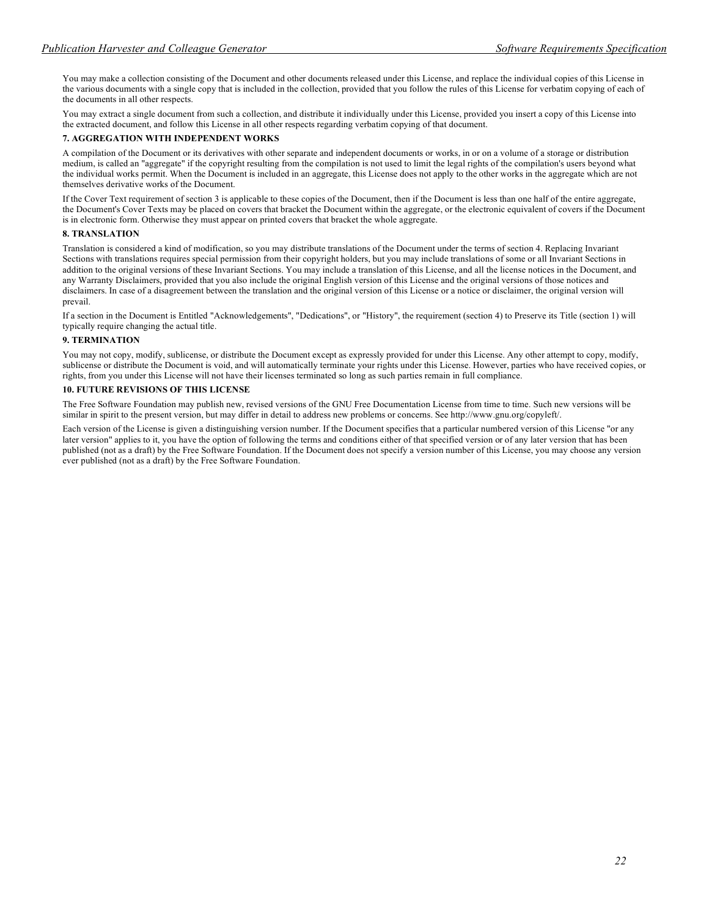You may make a collection consisting of the Document and other documents released under this License, and replace the individual copies of this License in the various documents with a single copy that is included in the collection, provided that you follow the rules of this License for verbatim copying of each of the documents in all other respects.

You may extract a single document from such a collection, and distribute it individually under this License, provided you insert a copy of this License into the extracted document, and follow this License in all other respects regarding verbatim copying of that document.

**7. AGGREGATION WITH INDEPENDENT WORKS**

A compilation of the Document or its derivatives with other separate and independent documents or works, in or on a volume of a storage or distribution medium, is called an "aggregate" if the copyright resulting from the compilation is not used to limit the legal rights of the compilation's users beyond what the individual works permit. When the Document is included in an aggregate, this License does not apply to the other works in the aggregate which are not themselves derivative works of the Document.

If the Cover Text requirement of section 3 is applicable to these copies of the Document, then if the Document is less than one half of the entire aggregate, the Document's Cover Texts may be placed on covers that bracket the Document within the aggregate, or the electronic equivalent of covers if the Document is in electronic form. Otherwise they must appear on printed covers that bracket the whole aggregate.

**8. TRANSLATION**

Translation is considered a kind of modification, so you may distribute translations of the Document under the terms of section 4. Replacing Invariant Sections with translations requires special permission from their copyright holders, but you may include translations of some or all Invariant Sections in addition to the original versions of these Invariant Sections. You may include a translation of this License, and all the license notices in the Document, and any Warranty Disclaimers, provided that you also include the original English version of this License and the original versions of those notices and disclaimers. In case of a disagreement between the translation and the original version of this License or a notice or disclaimer, the original version will prevail.

If a section in the Document is Entitled "Acknowledgements", "Dedications", or "History", the requirement (section 4) to Preserve its Title (section 1) will typically require changing the actual title.

**9. TERMINATION**

You may not copy, modify, sublicense, or distribute the Document except as expressly provided for under this License. Any other attempt to copy, modify, sublicense or distribute the Document is void, and will automatically terminate your rights under this License. However, parties who have received copies, or rights, from you under this License will not have their licenses terminated so long as such parties remain in full compliance.

**10. FUTURE REVISIONS OF THIS LICENSE**

The Free Software Foundation may publish new, revised versions of the GNU Free Documentation License from time to time. Such new versions will be similar in spirit to the present version, but may differ in detail to address new problems or concerns. See http://www.gnu.org/copyleft/.

Each version of the License is given a distinguishing version number. If the Document specifies that a particular numbered version of this License "or any later version" applies to it, you have the option of following the terms and conditions either of that specified version or of any later version that has been published (not as a draft) by the Free Software Foundation. If the Document does not specify a version number of this License, you may choose any version ever published (not as a draft) by the Free Software Foundation.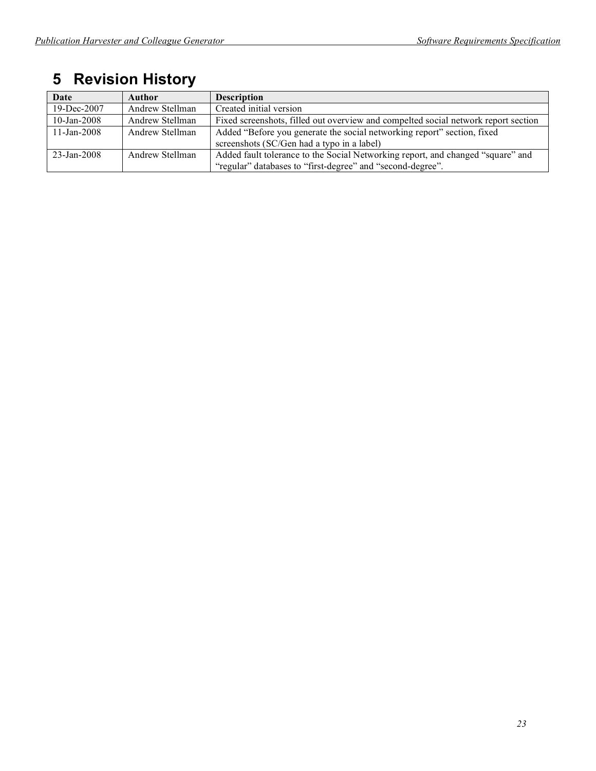# 5 Revision History

| Date | Author | Description |
| --- | --- | --- |
| 19-Dec-2007 | Andrew Stellman | Created initial version |
| 10-Jan-2008 | Andrew Stellman | Fixed screenshots, filled out overview and compelted social network report section |
| 11-Jan-2008 | Andrew Stellman | Added "Before you generate the social networking report" section, fixed screenshots (SC/Gen had a typo in a label) |
| 23-Jan-2008 | Andrew Stellman | Added fault tolerance to the Social Networking report, and changed "square" and "regular" databases to "first-degree" and "second-degree". |